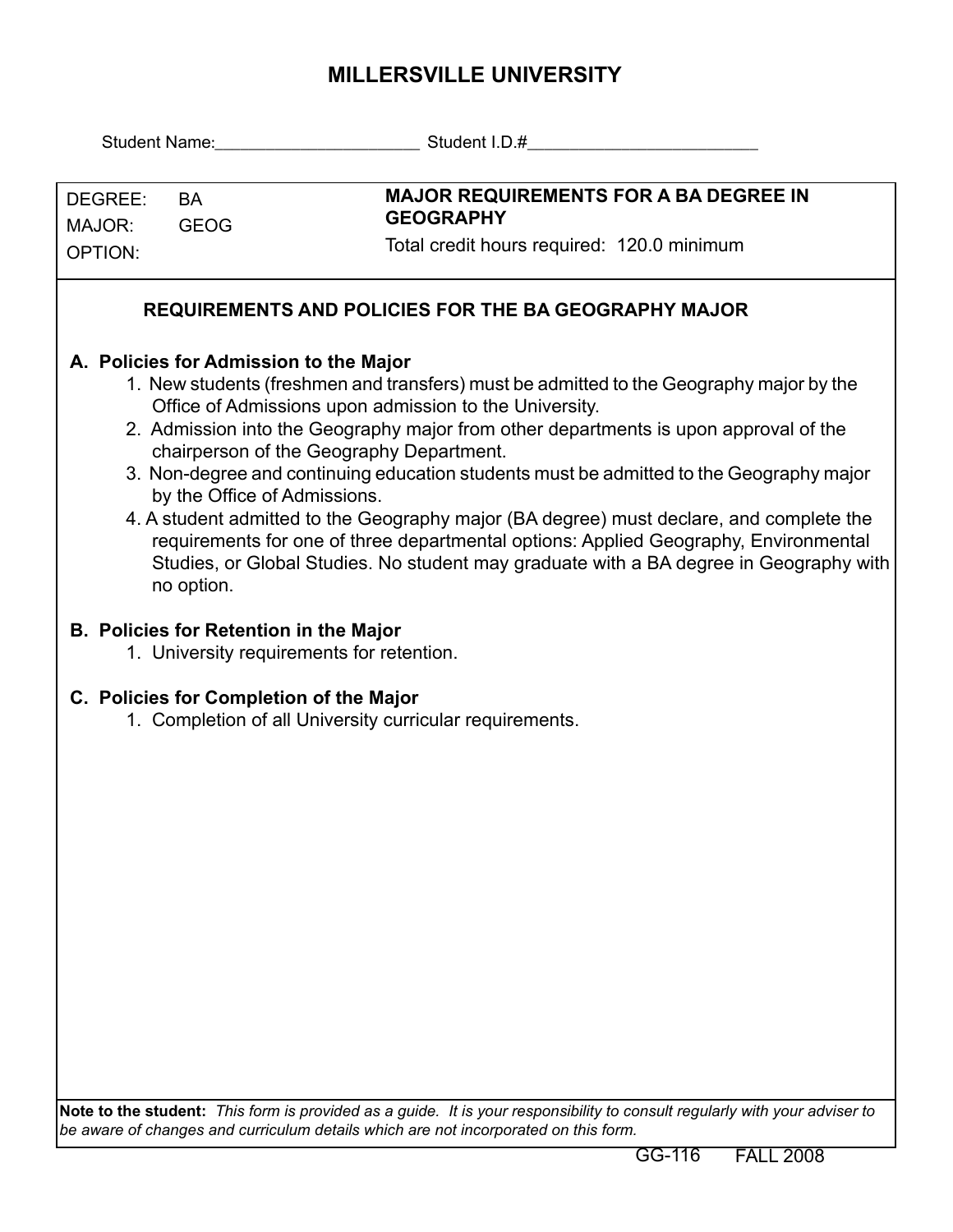# MILLERSVILLE UNIVERSITY

Student Name:______________________ Student I.D.#_________________________

| DEGREE: BA<br>MAJOR: GEOG<br>OPTION: | **MAJOR REQUIREMENTS FOR A BA DEGREE IN GEOGRAPHY**<br>Total credit hours required: 120.0 minimum |
|---|---|

## REQUIREMENTS AND POLICIES FOR THE BA GEOGRAPHY MAJOR

### A. Policies for Admission to the Major

1. New students (freshmen and transfers) must be admitted to the Geography major by the Office of Admissions upon admission to the University.
2. Admission into the Geography major from other departments is upon approval of the chairperson of the Geography Department.
3. Non-degree and continuing education students must be admitted to the Geography major by the Office of Admissions.
4. A student admitted to the Geography major (BA degree) must declare, and complete the requirements for one of three departmental options: Applied Geography, Environmental Studies, or Global Studies. No student may graduate with a BA degree in Geography with no option.

### B. Policies for Retention in the Major

1. University requirements for retention.

### C. Policies for Completion of the Major

1. Completion of all University curricular requirements.

**Note to the student:** *This form is provided as a guide. It is your responsibility to consult regularly with your adviser to be aware of changes and curriculum details which are not incorporated on this form.*

GG-116 FALL 2008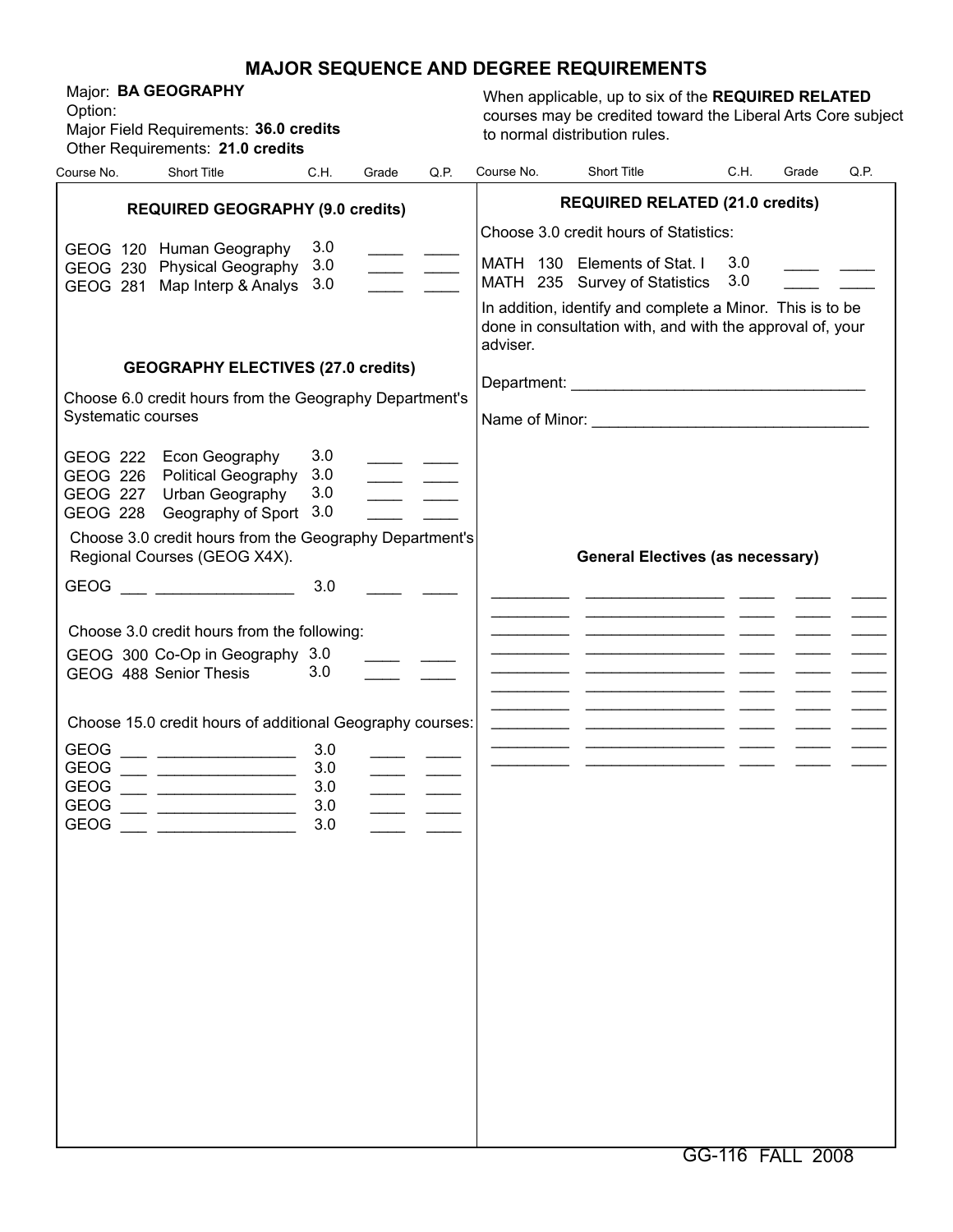# MAJOR SEQUENCE AND DEGREE REQUIREMENTS

Major: **BA GEOGRAPHY**
Option:
Major Field Requirements: **36.0 credits**
Other Requirements: **21.0 credits**

When applicable, up to six of the **REQUIRED RELATED** courses may be credited toward the Liberal Arts Core subject to normal distribution rules.

### REQUIRED GEOGRAPHY (9.0 credits)

| Course No. | Short Title | C.H. | Grade | Q.P. |
|---|---|---|---|---|
| GEOG 120 | Human Geography | 3.0 | ____ | ____ |
| GEOG 230 | Physical Geography | 3.0 | ____ | ____ |
| GEOG 281 | Map Interp & Analys | 3.0 | ____ | ____ |

### GEOGRAPHY ELECTIVES (27.0 credits)

Choose 6.0 credit hours from the Geography Department's Systematic courses

| Course No. | Short Title | C.H. | Grade | Q.P. |
|---|---|---|---|---|
| GEOG 222 | Econ Geography | 3.0 | ____ | ____ |
| GEOG 226 | Political Geography | 3.0 | ____ | ____ |
| GEOG 227 | Urban Geography | 3.0 | ____ | ____ |
| GEOG 228 | Geography of Sport | 3.0 | ____ | ____ |

Choose 3.0 credit hours from the Geography Department's Regional Courses (GEOG X4X).

| Course No. | Short Title | C.H. | Grade | Q.P. |
|---|---|---|---|---|
| GEOG ___ | ________________ | 3.0 | ____ | ____ |

Choose 3.0 credit hours from the following:

| Course No. | Short Title | C.H. | Grade | Q.P. |
|---|---|---|---|---|
| GEOG 300 | Co-Op in Geography | 3.0 | ____ | ____ |
| GEOG 488 | Senior Thesis | 3.0 | ____ | ____ |

Choose 15.0 credit hours of additional Geography courses:

| Course No. | Short Title | C.H. | Grade | Q.P. |
|---|---|---|---|---|
| GEOG ___ | ________________ | 3.0 | ____ | ____ |
| GEOG ___ | ________________ | 3.0 | ____ | ____ |
| GEOG ___ | ________________ | 3.0 | ____ | ____ |
| GEOG ___ | ________________ | 3.0 | ____ | ____ |
| GEOG ___ | ________________ | 3.0 | ____ | ____ |

### REQUIRED RELATED (21.0 credits)

Choose 3.0 credit hours of Statistics:

| Course No. | Short Title | C.H. | Grade | Q.P. |
|---|---|---|---|---|
| MATH 130 | Elements of Stat. I | 3.0 | ____ | ____ |
| MATH 235 | Survey of Statistics | 3.0 | ____ | ____ |

In addition, identify and complete a Minor. This is to be done in consultation with, and with the approval of, your adviser.

Department: ___________________________________

Name of Minor: ________________________________

### General Electives (as necessary)

| Course No. | Short Title | C.H. | Grade | Q.P. |
|---|---|---|---|---|
| _________ | ________________ | ____ | ____ | ____ |
| _________ | ________________ | ____ | ____ | ____ |
| _________ | ________________ | ____ | ____ | ____ |
| _________ | ________________ | ____ | ____ | ____ |
| _________ | ________________ | ____ | ____ | ____ |
| _________ | ________________ | ____ | ____ | ____ |
| _________ | ________________ | ____ | ____ | ____ |
| _________ | ________________ | ____ | ____ | ____ |
| _________ | ________________ | ____ | ____ | ____ |
| _________ | ________________ | ____ | ____ | ____ |

GG-116 FALL 2008